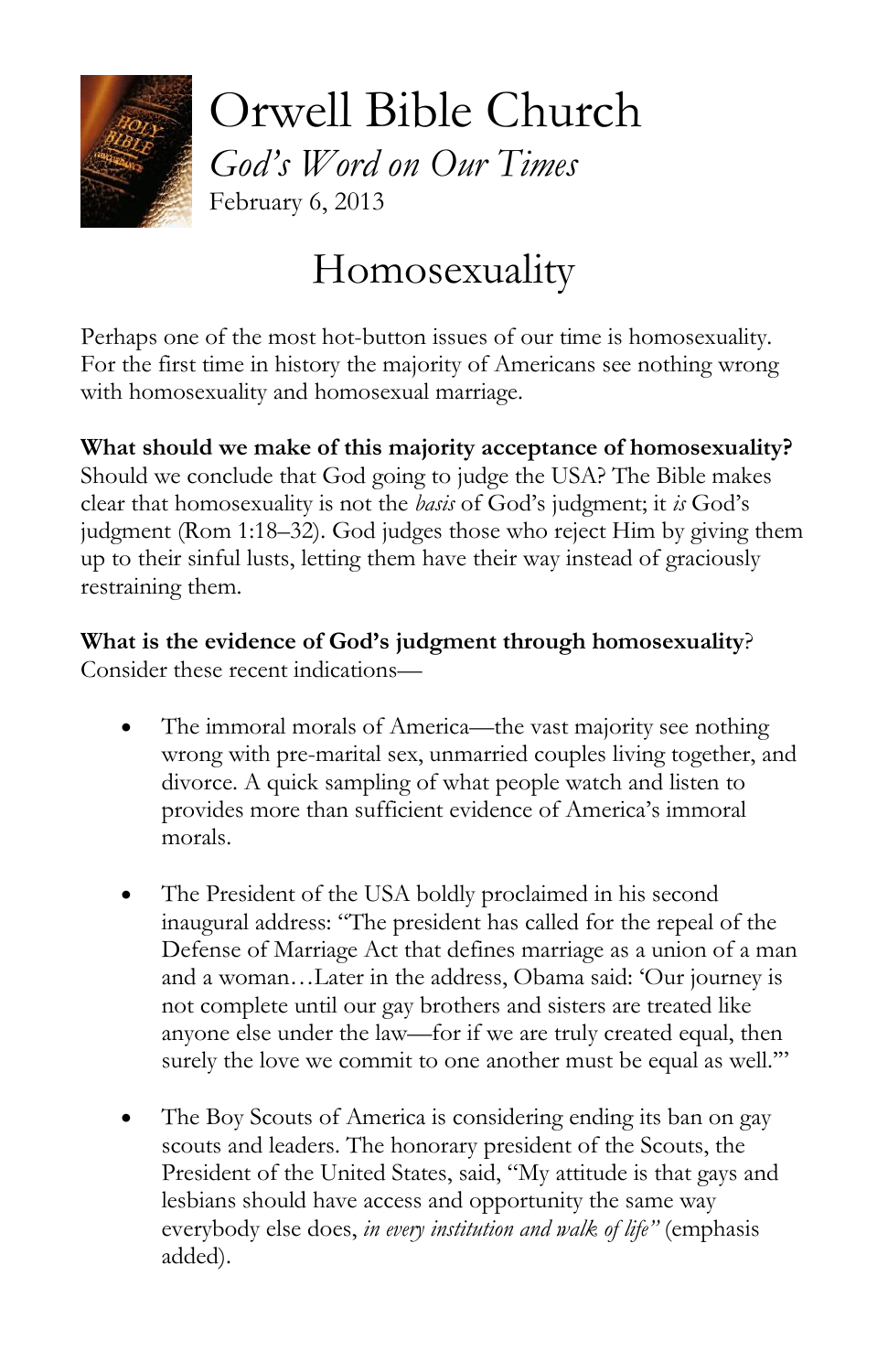# Orwell Bible Church

*God's Word on Our Times*

February 6, 2013

## Homosexuality

Perhaps one of the most hot-button issues of our time is homosexuality. For the first time in history the majority of Americans see nothing wrong with homosexuality and homosexual marriage.

**What should we make of this majority acceptance of homosexuality?** Should we conclude that God going to judge the USA? The Bible makes clear that homosexuality is not the *basis* of God's judgment; it *is* God's judgment (Rom 1:18–32). God judges those who reject Him by giving them up to their sinful lusts, letting them have their way instead of graciously restraining them.

**What is the evidence of God's judgment through homosexuality**? Consider these recent indications—

- The immoral morals of America—the vast majority see nothing wrong with pre-marital sex, unmarried couples living together, and divorce. A quick sampling of what people watch and listen to provides more than sufficient evidence of America's immoral morals.

- The President of the USA boldly proclaimed in his second inaugural address: "The president has called for the repeal of the Defense of Marriage Act that defines marriage as a union of a man and a woman…Later in the address, Obama said: 'Our journey is not complete until our gay brothers and sisters are treated like anyone else under the law—for if we are truly created equal, then surely the love we commit to one another must be equal as well.'"

- The Boy Scouts of America is considering ending its ban on gay scouts and leaders. The honorary president of the Scouts, the President of the United States, said, "My attitude is that gays and lesbians should have access and opportunity the same way everybody else does, *in every institution and walk of life"* (emphasis added).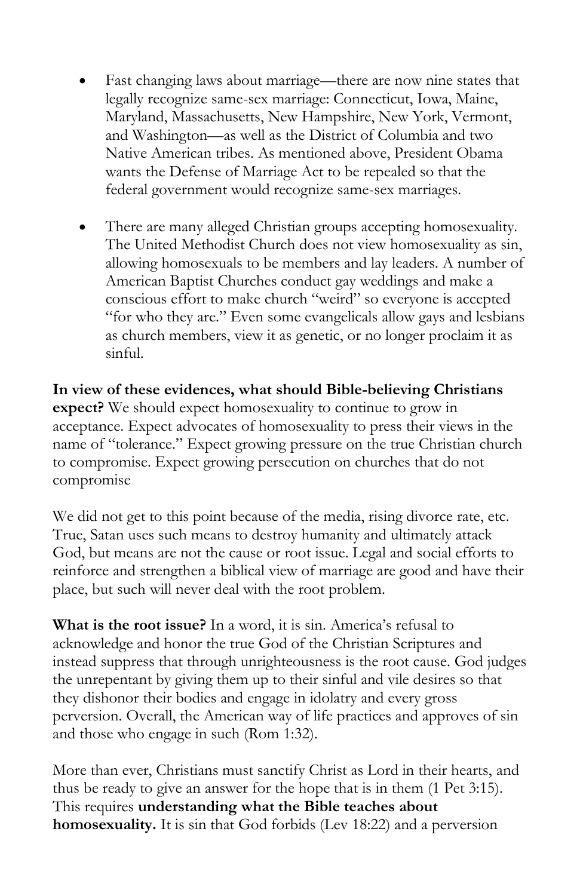- Fast changing laws about marriage—there are now nine states that legally recognize same-sex marriage: Connecticut, Iowa, Maine, Maryland, Massachusetts, New Hampshire, New York, Vermont, and Washington—as well as the District of Columbia and two Native American tribes. As mentioned above, President Obama wants the Defense of Marriage Act to be repealed so that the federal government would recognize same-sex marriages.

- There are many alleged Christian groups accepting homosexuality. The United Methodist Church does not view homosexuality as sin, allowing homosexuals to be members and lay leaders. A number of American Baptist Churches conduct gay weddings and make a conscious effort to make church "weird" so everyone is accepted "for who they are." Even some evangelicals allow gays and lesbians as church members, view it as genetic, or no longer proclaim it as sinful.

**In view of these evidences, what should Bible-believing Christians expect?** We should expect homosexuality to continue to grow in acceptance. Expect advocates of homosexuality to press their views in the name of "tolerance." Expect growing pressure on the true Christian church to compromise. Expect growing persecution on churches that do not compromise

We did not get to this point because of the media, rising divorce rate, etc. True, Satan uses such means to destroy humanity and ultimately attack God, but means are not the cause or root issue. Legal and social efforts to reinforce and strengthen a biblical view of marriage are good and have their place, but such will never deal with the root problem.

**What is the root issue?** In a word, it is sin. America's refusal to acknowledge and honor the true God of the Christian Scriptures and instead suppress that through unrighteousness is the root cause. God judges the unrepentant by giving them up to their sinful and vile desires so that they dishonor their bodies and engage in idolatry and every gross perversion. Overall, the American way of life practices and approves of sin and those who engage in such (Rom 1:32).

More than ever, Christians must sanctify Christ as Lord in their hearts, and thus be ready to give an answer for the hope that is in them (1 Pet 3:15). This requires **understanding what the Bible teaches about homosexuality.** It is sin that God forbids (Lev 18:22) and a perversion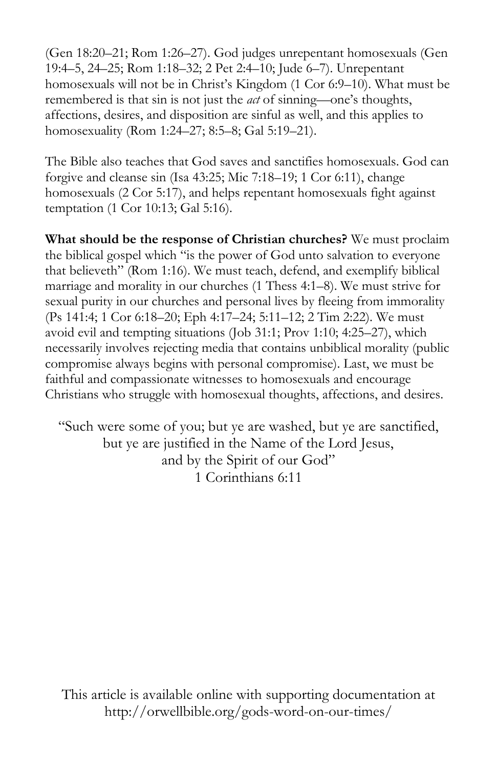(Gen 18:20–21; Rom 1:26–27). God judges unrepentant homosexuals (Gen 19:4–5, 24–25; Rom 1:18–32; 2 Pet 2:4–10; Jude 6–7). Unrepentant homosexuals will not be in Christ's Kingdom (1 Cor 6:9–10). What must be remembered is that sin is not just the *act* of sinning—one's thoughts, affections, desires, and disposition are sinful as well, and this applies to homosexuality (Rom 1:24–27; 8:5–8; Gal 5:19–21).

The Bible also teaches that God saves and sanctifies homosexuals. God can forgive and cleanse sin (Isa 43:25; Mic 7:18–19; 1 Cor 6:11), change homosexuals (2 Cor 5:17), and helps repentant homosexuals fight against temptation (1 Cor 10:13; Gal 5:16).

**What should be the response of Christian churches?** We must proclaim the biblical gospel which "is the power of God unto salvation to everyone that believeth" (Rom 1:16). We must teach, defend, and exemplify biblical marriage and morality in our churches (1 Thess 4:1–8). We must strive for sexual purity in our churches and personal lives by fleeing from immorality (Ps 141:4; 1 Cor 6:18–20; Eph 4:17–24; 5:11–12; 2 Tim 2:22). We must avoid evil and tempting situations (Job 31:1; Prov 1:10; 4:25–27), which necessarily involves rejecting media that contains unbiblical morality (public compromise always begins with personal compromise). Last, we must be faithful and compassionate witnesses to homosexuals and encourage Christians who struggle with homosexual thoughts, affections, and desires.

"Such were some of you; but ye are washed, but ye are sanctified,
but ye are justified in the Name of the Lord Jesus,
and by the Spirit of our God"
1 Corinthians 6:11

This article is available online with supporting documentation at
http://orwellbible.org/gods-word-on-our-times/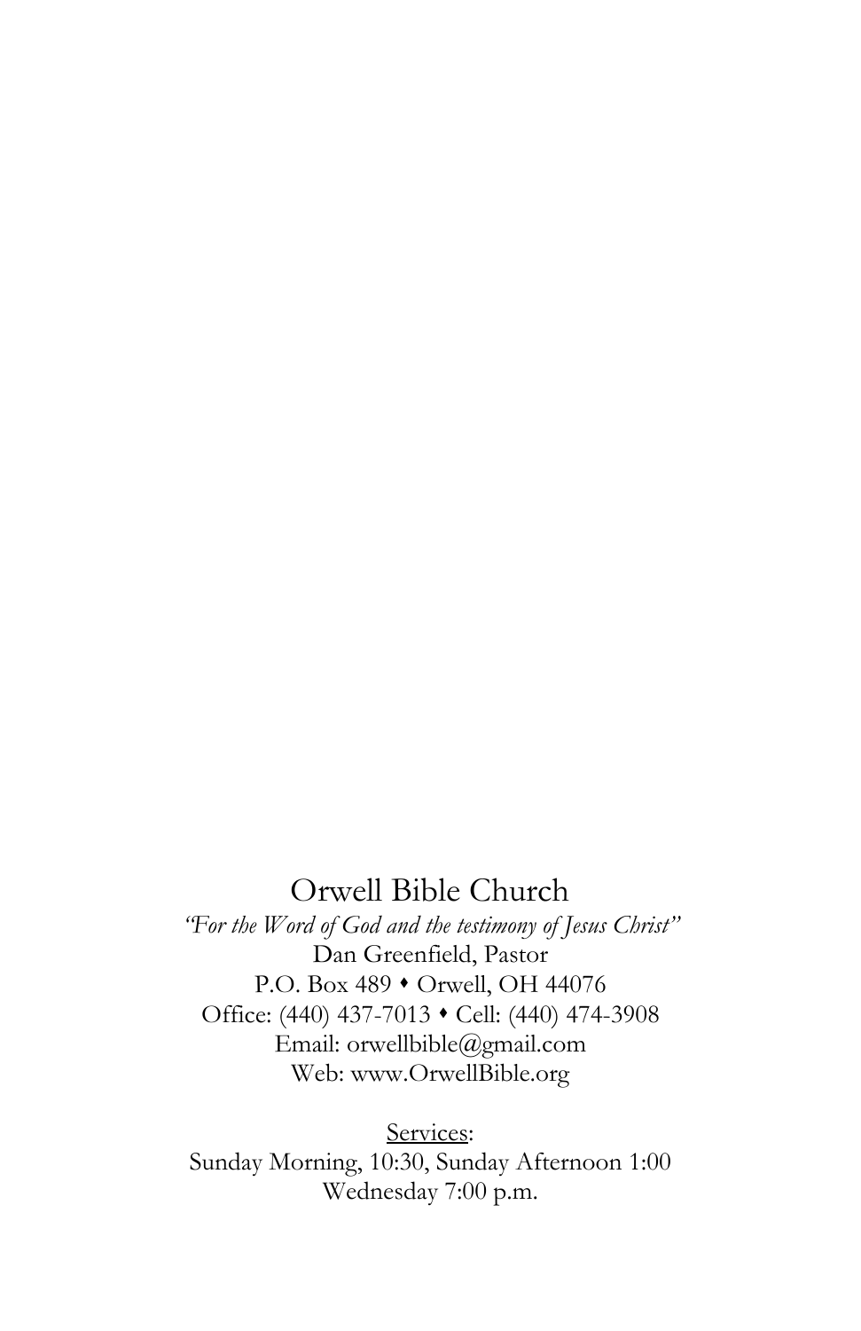Orwell Bible Church

*"For the Word of God and the testimony of Jesus Christ"*

Dan Greenfield, Pastor

P.O. Box 489 • Orwell, OH 44076

Office: (440) 437-7013 • Cell: (440) 474-3908

Email: orwellbible@gmail.com

Web: www.OrwellBible.org

<u>Services</u>:

Sunday Morning, 10:30, Sunday Afternoon 1:00

Wednesday 7:00 p.m.